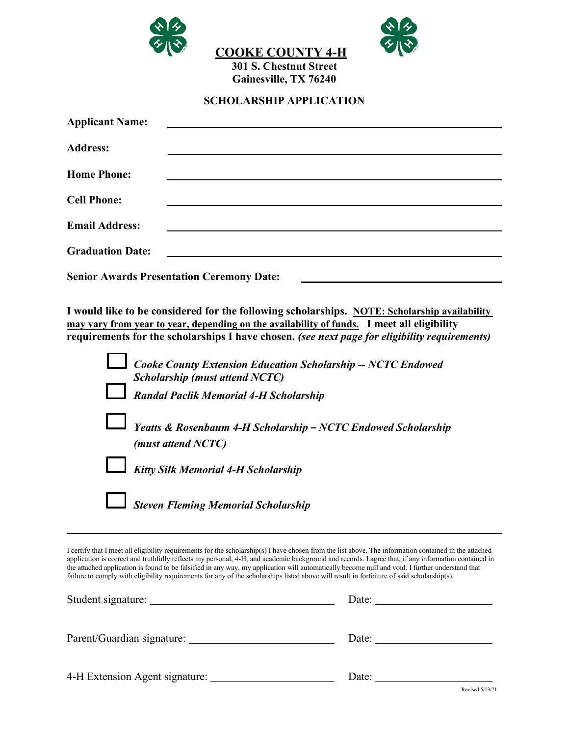# COOKE COUNTY 4-H

**301 S. Chestnut Street**
**Gainesville, TX 76240**

## SCHOLARSHIP APPLICATION

**Applicant Name:** ______________________________

**Address:** ______________________________

**Home Phone:** ______________________________

**Cell Phone:** ______________________________

**Email Address:** ______________________________

**Graduation Date:** ______________________________

**Senior Awards Presentation Ceremony Date:** ______________________________

**I would like to be considered for the following scholarships.** **NOTE: Scholarship availability may vary from year to year, depending on the availability of funds.** **I meet all eligibility requirements for the scholarships I have chosen.** ***(see next page for eligibility requirements)***

- ☐ ***Cooke County Extension Education Scholarship -- NCTC Endowed Scholarship (must attend NCTC)***
- ☐ ***Randal Paclik Memorial 4-H Scholarship***
- ☐ ***Yeatts & Rosenbaum 4-H Scholarship – NCTC Endowed Scholarship (must attend NCTC)***
- ☐ ***Kitty Silk Memorial 4-H Scholarship***
- ☐ ***Steven Fleming Memorial Scholarship***

---

I certify that I meet all eligibility requirements for the scholarship(s) I have chosen from the list above. The information contained in the attached application is correct and truthfully reflects my personal, 4-H, and academic background and records. I agree that, if any information contained in the attached application is found to be falsified in any way, my application will automatically become null and void. I further understand that failure to comply with eligibility requirements for any of the scholarships listed above will result in forfeiture of said scholarship(s).

Student signature: ______________________________ Date: ____________________

Parent/Guardian signature: ______________________________ Date: ____________________

4-H Extension Agent signature: ______________________________ Date: ____________________

Revised 5/13/21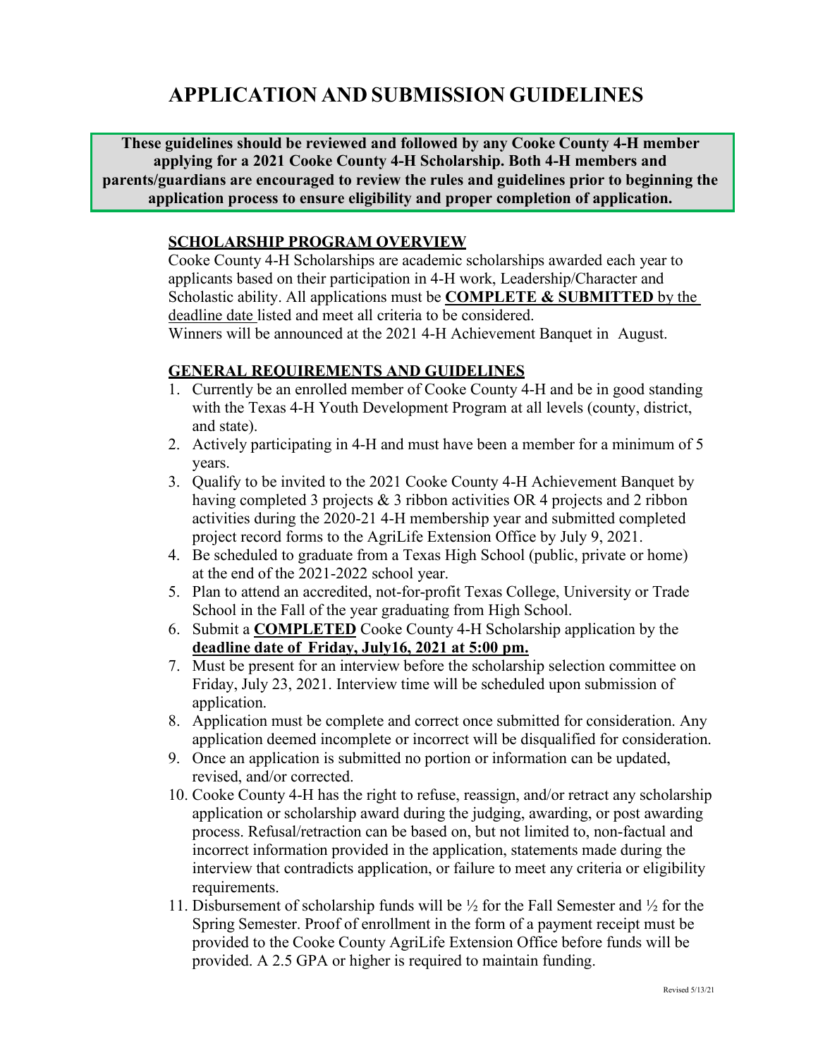# APPLICATION AND SUBMISSION GUIDELINES

**These guidelines should be reviewed and followed by any Cooke County 4-H member applying for a 2021 Cooke County 4-H Scholarship. Both 4-H members and parents/guardians are encouraged to review the rules and guidelines prior to beginning the application process to ensure eligibility and proper completion of application.**

## SCHOLARSHIP PROGRAM OVERVIEW

Cooke County 4-H Scholarships are academic scholarships awarded each year to applicants based on their participation in 4-H work, Leadership/Character and Scholastic ability. All applications must be **COMPLETE & SUBMITTED** by the deadline date listed and meet all criteria to be considered.
Winners will be announced at the 2021 4-H Achievement Banquet in August.

## GENERAL REQUIREMENTS AND GUIDELINES

1. Currently be an enrolled member of Cooke County 4-H and be in good standing with the Texas 4-H Youth Development Program at all levels (county, district, and state).
2. Actively participating in 4-H and must have been a member for a minimum of 5 years.
3. Qualify to be invited to the 2021 Cooke County 4-H Achievement Banquet by having completed 3 projects & 3 ribbon activities OR 4 projects and 2 ribbon activities during the 2020-21 4-H membership year and submitted completed project record forms to the AgriLife Extension Office by July 9, 2021.
4. Be scheduled to graduate from a Texas High School (public, private or home) at the end of the 2021-2022 school year.
5. Plan to attend an accredited, not-for-profit Texas College, University or Trade School in the Fall of the year graduating from High School.
6. Submit a **COMPLETED** Cooke County 4-H Scholarship application by the **deadline date of Friday, July16, 2021 at 5:00 pm.**
7. Must be present for an interview before the scholarship selection committee on Friday, July 23, 2021. Interview time will be scheduled upon submission of application.
8. Application must be complete and correct once submitted for consideration. Any application deemed incomplete or incorrect will be disqualified for consideration.
9. Once an application is submitted no portion or information can be updated, revised, and/or corrected.
10. Cooke County 4-H has the right to refuse, reassign, and/or retract any scholarship application or scholarship award during the judging, awarding, or post awarding process. Refusal/retraction can be based on, but not limited to, non-factual and incorrect information provided in the application, statements made during the interview that contradicts application, or failure to meet any criteria or eligibility requirements.
11. Disbursement of scholarship funds will be ½ for the Fall Semester and ½ for the Spring Semester. Proof of enrollment in the form of a payment receipt must be provided to the Cooke County AgriLife Extension Office before funds will be provided. A 2.5 GPA or higher is required to maintain funding.

Revised 5/13/21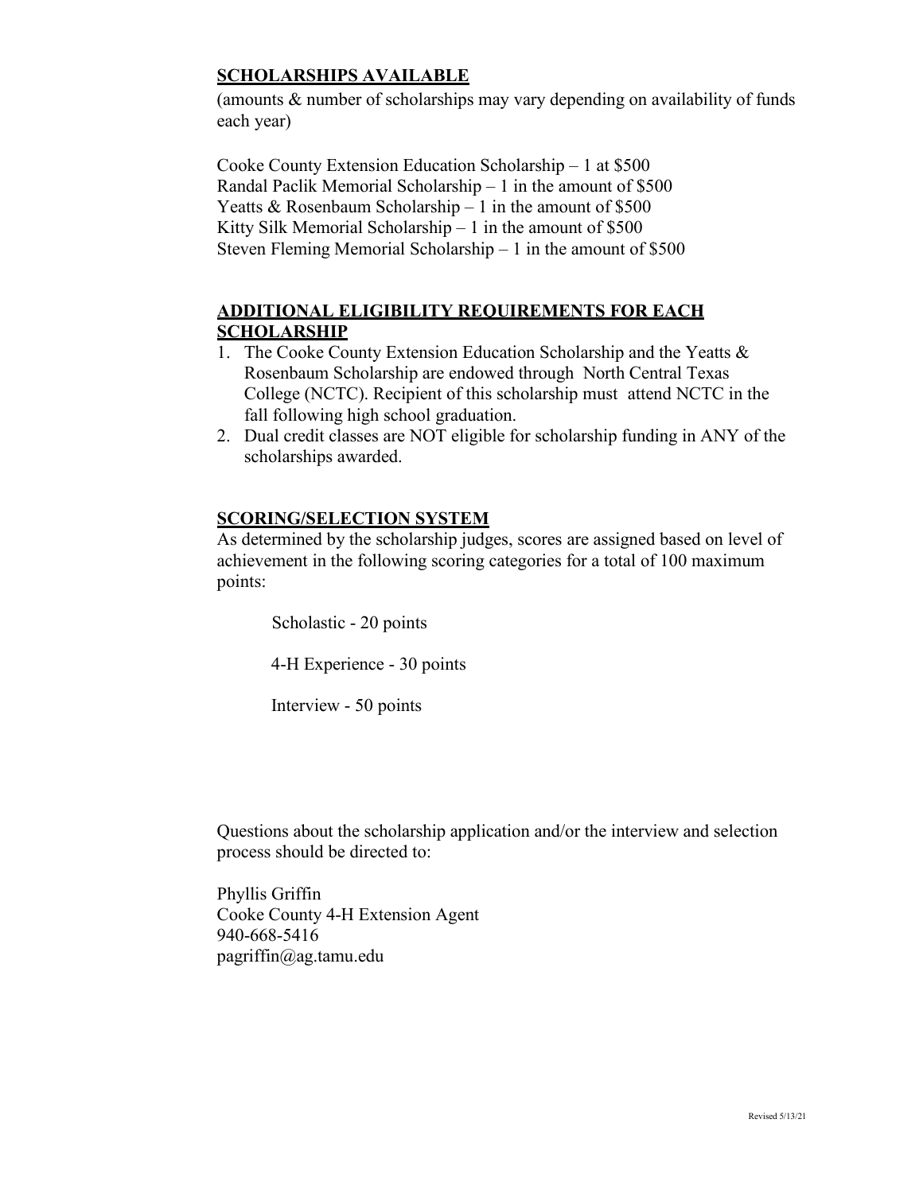## SCHOLARSHIPS AVAILABLE

(amounts & number of scholarships may vary depending on availability of funds each year)

Cooke County Extension Education Scholarship – 1 at $500
Randal Paclik Memorial Scholarship – 1 in the amount of $500
Yeatts & Rosenbaum Scholarship – 1 in the amount of $500
Kitty Silk Memorial Scholarship – 1 in the amount of $500
Steven Fleming Memorial Scholarship – 1 in the amount of $500

## ADDITIONAL ELIGIBILITY REQUIREMENTS FOR EACH SCHOLARSHIP

1. The Cooke County Extension Education Scholarship and the Yeatts & Rosenbaum Scholarship are endowed through North Central Texas College (NCTC). Recipient of this scholarship must attend NCTC in the fall following high school graduation.
2. Dual credit classes are NOT eligible for scholarship funding in ANY of the scholarships awarded.

## SCORING/SELECTION SYSTEM

As determined by the scholarship judges, scores are assigned based on level of achievement in the following scoring categories for a total of 100 maximum points:

Scholastic - 20 points

4-H Experience - 30 points

Interview - 50 points

Questions about the scholarship application and/or the interview and selection process should be directed to:

Phyllis Griffin
Cooke County 4-H Extension Agent
940-668-5416
pagriffin@ag.tamu.edu

Revised 5/13/21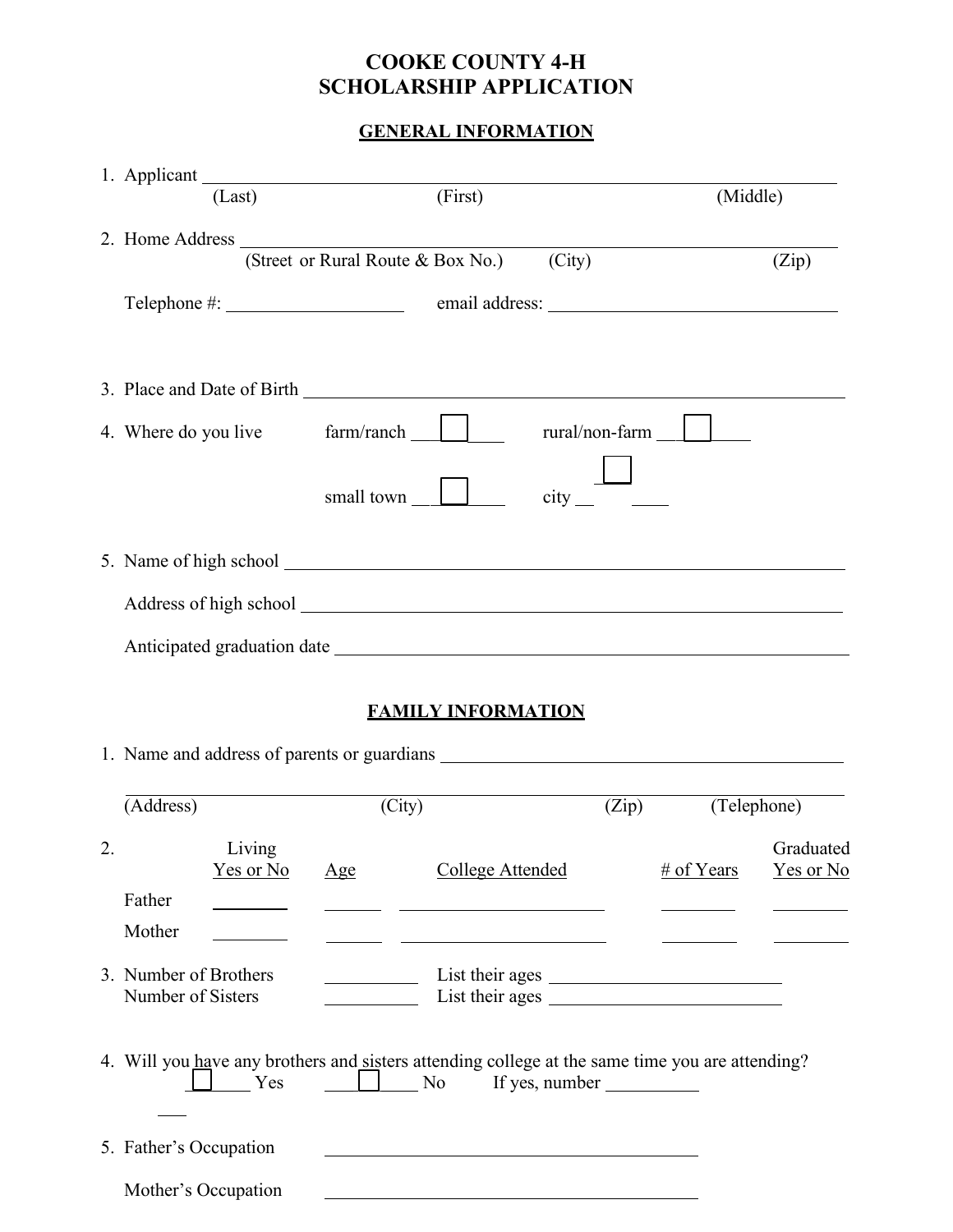# COOKE COUNTY 4-H
# SCHOLARSHIP APPLICATION

## GENERAL INFORMATION

1. Applicant ______________________________________________
   (Last) (First) (Middle)

2. Home Address ______________________________________________
   (Street or Rural Route & Box No.) (City) (Zip)

   Telephone #: ________________ email address: ____________________________

3. Place and Date of Birth ______________________________________________

4. Where do you live farm/ranch ☐ rural/non-farm ☐

   small town ☐ city ☐

5. Name of high school ______________________________________________

   Address of high school ______________________________________________

   Anticipated graduation date ______________________________________________

## FAMILY INFORMATION

1. Name and address of parents or guardians ______________________________________________

   ______________________________________________
   (Address) (City) (Zip) (Telephone)

2.

| | Living Yes or No | Age | College Attended | # of Years | Graduated Yes or No |
|---|---|---|---|---|---|
| Father | | | | | |
| Mother | | | | | |

3. Number of Brothers ________ List their ages ____________________
   Number of Sisters ________ List their ages ____________________

4. Will you have any brothers and sisters attending college at the same time you are attending?
   ☐ Yes ☐ No If yes, number ________

5. Father's Occupation ______________________________

   Mother's Occupation ______________________________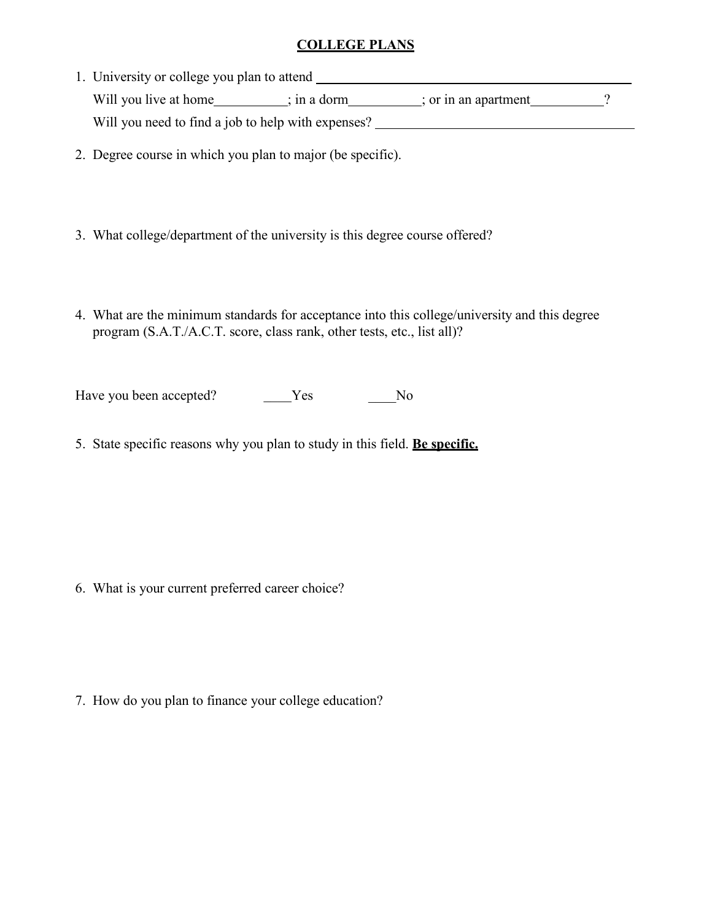## COLLEGE PLANS

1. University or college you plan to attend ______________________________

   Will you live at home__________; in a dorm__________; or in an apartment__________?

   Will you need to find a job to help with expenses? ______________________________

2. Degree course in which you plan to major (be specific).

3. What college/department of the university is this degree course offered?

4. What are the minimum standards for acceptance into this college/university and this degree program (S.A.T./A.C.T. score, class rank, other tests, etc., list all)?

Have you been accepted? ____Yes ____No

5. State specific reasons why you plan to study in this field. **Be specific.**

6. What is your current preferred career choice?

7. How do you plan to finance your college education?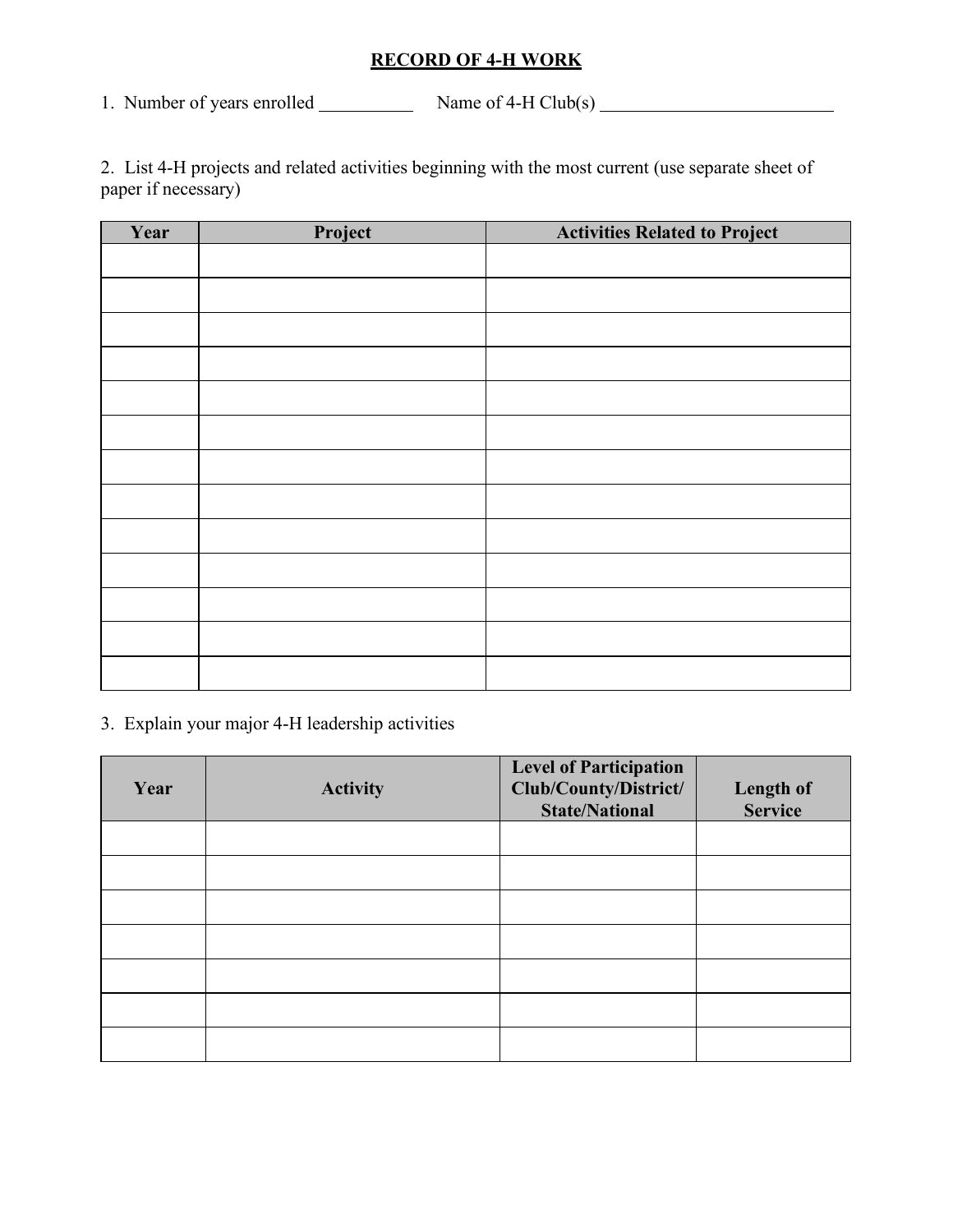## RECORD OF 4-H WORK

1. Number of years enrolled __________ Name of 4-H Club(s) __________________________

2. List 4-H projects and related activities beginning with the most current (use separate sheet of paper if necessary)

| Year | Project | Activities Related to Project |
|---|---|---|
| | | |
| | | |
| | | |
| | | |
| | | |
| | | |
| | | |
| | | |
| | | |
| | | |
| | | |
| | | |
| | | |

3. Explain your major 4-H leadership activities

| Year | Activity | Level of Participation Club/County/District/ State/National | Length of Service |
|---|---|---|---|
| | | | |
| | | | |
| | | | |
| | | | |
| | | | |
| | | | |
| | | | |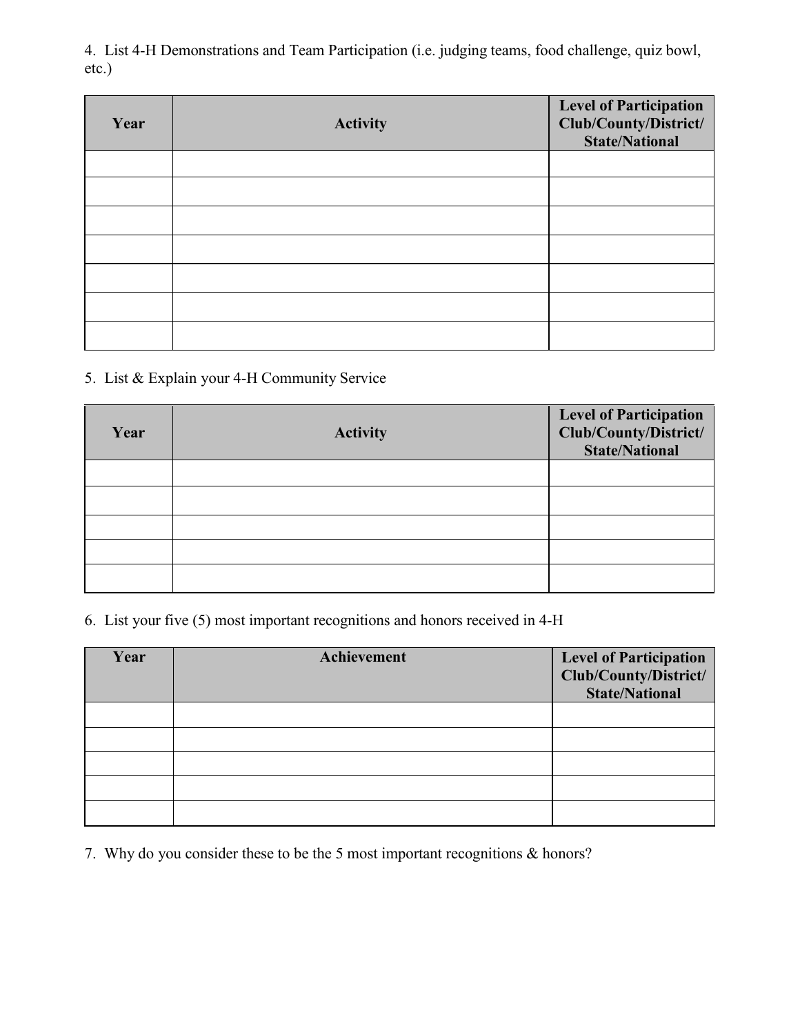4. List 4-H Demonstrations and Team Participation (i.e. judging teams, food challenge, quiz bowl, etc.)

| Year | Activity | Level of Participation Club/County/District/ State/National |
|---|---|---|
| | | |
| | | |
| | | |
| | | |
| | | |
| | | |
| | | |

5. List & Explain your 4-H Community Service

| Year | Activity | Level of Participation Club/County/District/ State/National |
|---|---|---|
| | | |
| | | |
| | | |
| | | |
| | | |

6. List your five (5) most important recognitions and honors received in 4-H

| Year | Achievement | Level of Participation Club/County/District/ State/National |
|---|---|---|
| | | |
| | | |
| | | |
| | | |
| | | |

7. Why do you consider these to be the 5 most important recognitions & honors?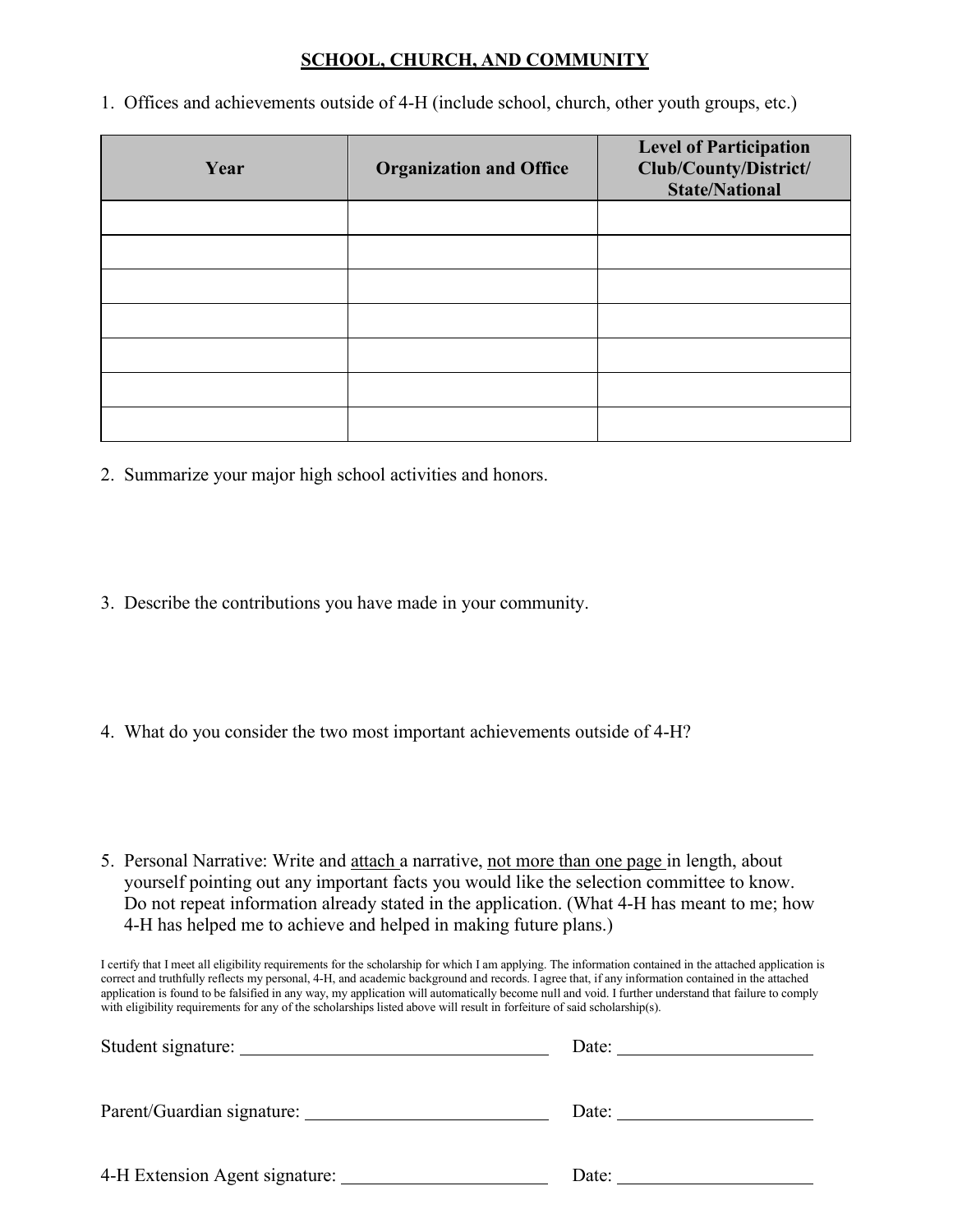## SCHOOL, CHURCH, AND COMMUNITY

1. Offices and achievements outside of 4-H (include school, church, other youth groups, etc.)

| Year | Organization and Office | Level of Participation Club/County/District/ State/National |
|---|---|---|
| | | |
| | | |
| | | |
| | | |
| | | |
| | | |
| | | |

2. Summarize your major high school activities and honors.

3. Describe the contributions you have made in your community.

4. What do you consider the two most important achievements outside of 4-H?

5. Personal Narrative: Write and attach a narrative, not more than one page in length, about yourself pointing out any important facts you would like the selection committee to know. Do not repeat information already stated in the application. (What 4-H has meant to me; how 4-H has helped me to achieve and helped in making future plans.)

I certify that I meet all eligibility requirements for the scholarship for which I am applying. The information contained in the attached application is correct and truthfully reflects my personal, 4-H, and academic background and records. I agree that, if any information contained in the attached application is found to be falsified in any way, my application will automatically become null and void. I further understand that failure to comply with eligibility requirements for any of the scholarships listed above will result in forfeiture of said scholarship(s).

Student signature: ________________________________ Date: ____________________

Parent/Guardian signature: __________________________ Date: ____________________

4-H Extension Agent signature: ______________________ Date: ____________________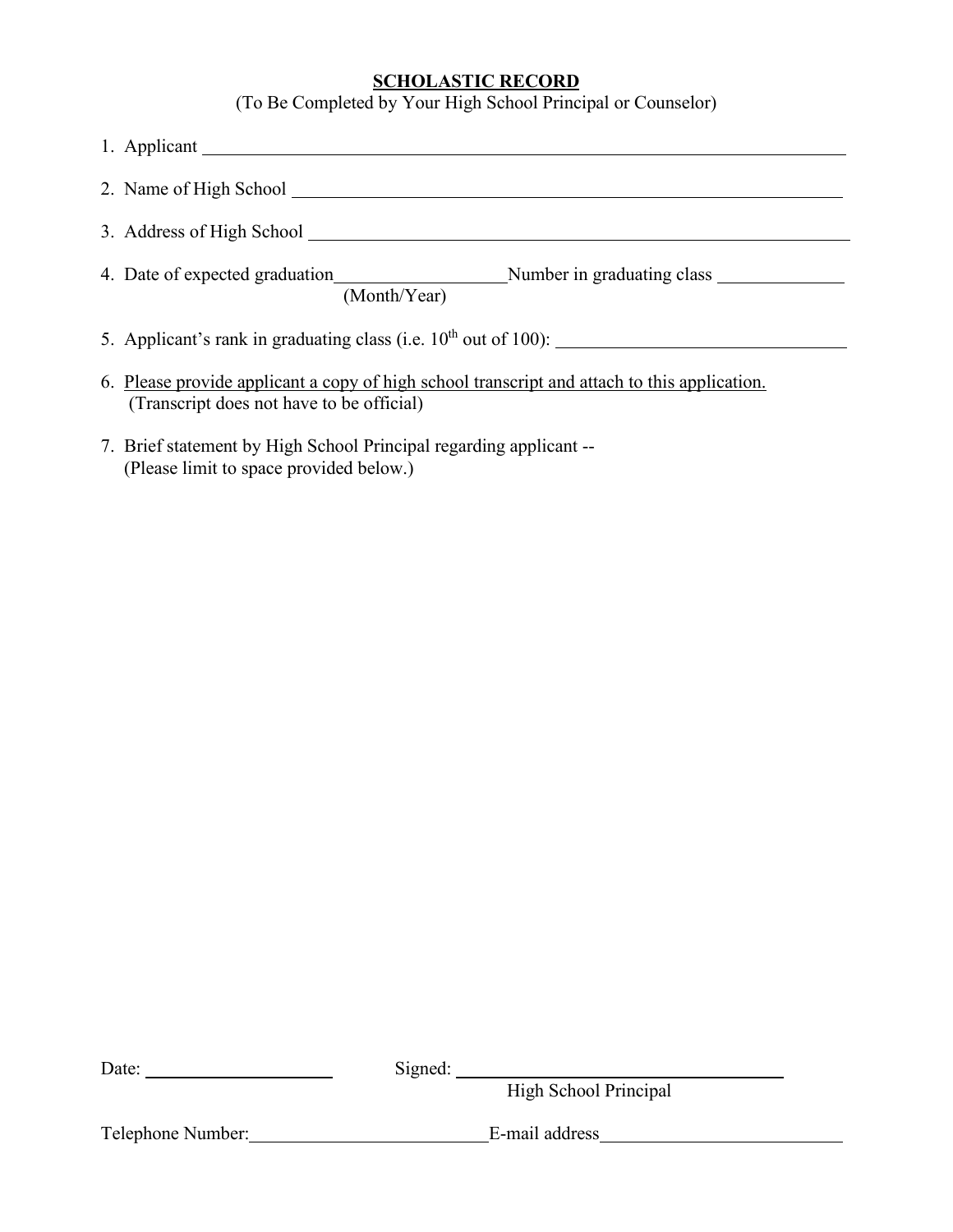## SCHOLASTIC RECORD

(To Be Completed by Your High School Principal or Counselor)

1. Applicant ______________________________________________

2. Name of High School ______________________________________________

3. Address of High School ______________________________________________

4. Date of expected graduation__________________ Number in graduating class ____________
   (Month/Year)

5. Applicant's rank in graduating class (i.e. 10th out of 100): ____________________________

6. Please provide applicant a copy of high school transcript and attach to this application. (Transcript does not have to be official)

7. Brief statement by High School Principal regarding applicant --
   (Please limit to space provided below.)

Date: ____________________ Signed: ____________________________________
High School Principal

Telephone Number:________________________ E-mail address________________________